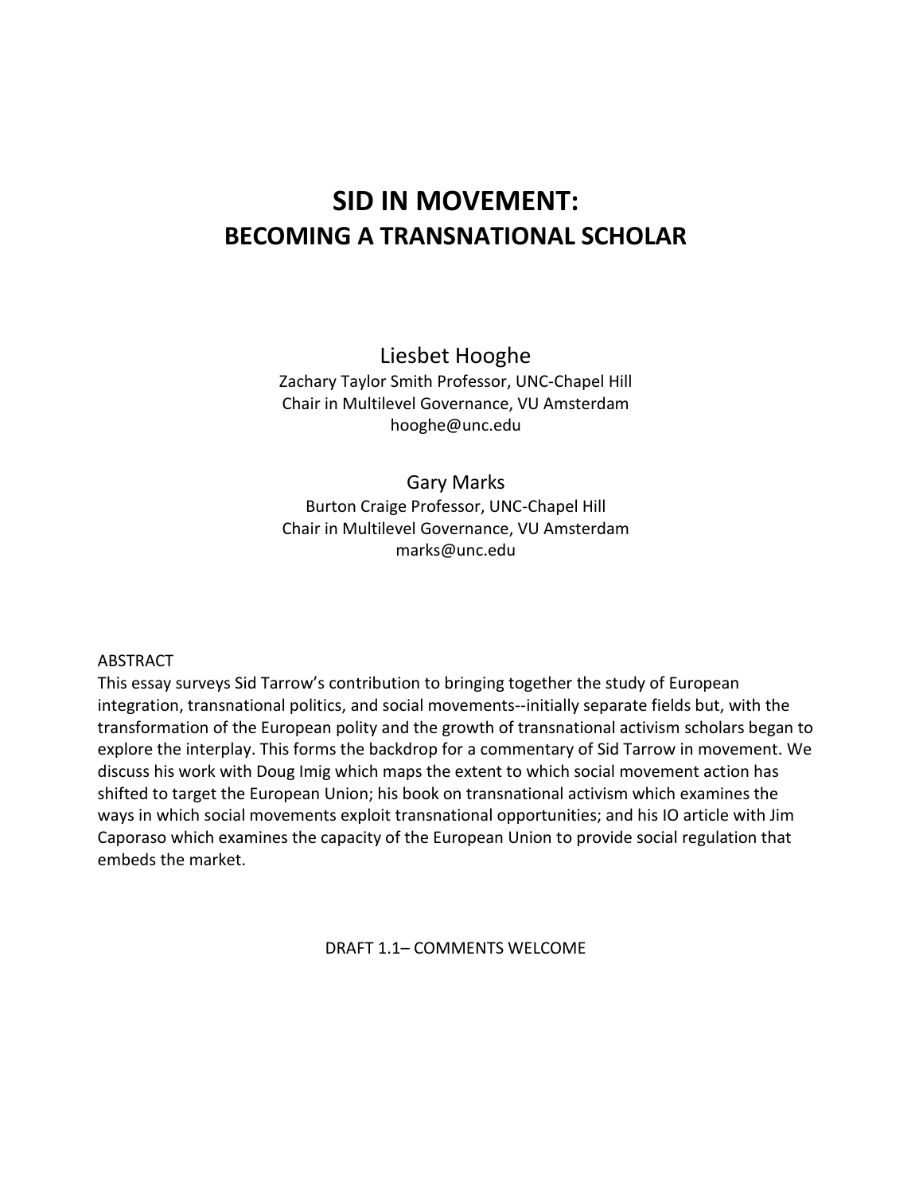# SID IN MOVEMENT:
## BECOMING A TRANSNATIONAL SCHOLAR

Liesbet Hooghe
Zachary Taylor Smith Professor, UNC-Chapel Hill
Chair in Multilevel Governance, VU Amsterdam
hooghe@unc.edu

Gary Marks
Burton Craige Professor, UNC-Chapel Hill
Chair in Multilevel Governance, VU Amsterdam
marks@unc.edu

ABSTRACT

This essay surveys Sid Tarrow's contribution to bringing together the study of European integration, transnational politics, and social movements--initially separate fields but, with the transformation of the European polity and the growth of transnational activism scholars began to explore the interplay. This forms the backdrop for a commentary of Sid Tarrow in movement. We discuss his work with Doug Imig which maps the extent to which social movement action has shifted to target the European Union; his book on transnational activism which examines the ways in which social movements exploit transnational opportunities; and his IO article with Jim Caporaso which examines the capacity of the European Union to provide social regulation that embeds the market.

DRAFT 1.1– COMMENTS WELCOME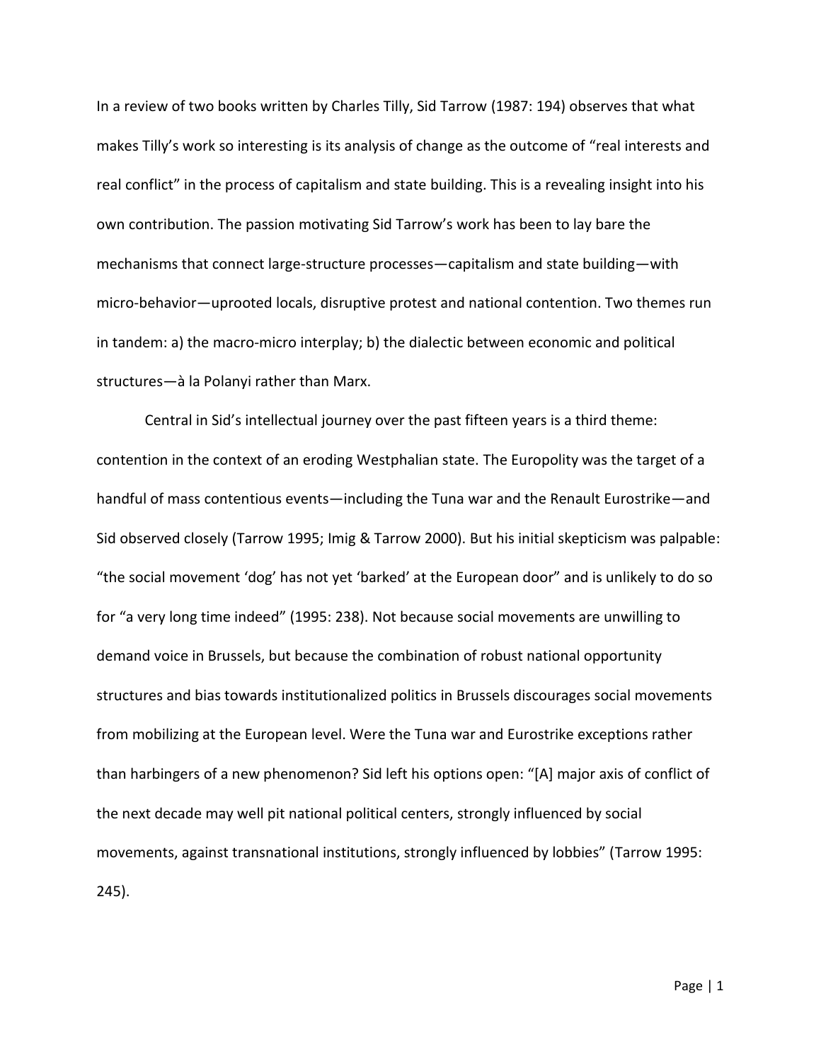In a review of two books written by Charles Tilly, Sid Tarrow (1987: 194) observes that what makes Tilly's work so interesting is its analysis of change as the outcome of "real interests and real conflict" in the process of capitalism and state building. This is a revealing insight into his own contribution. The passion motivating Sid Tarrow's work has been to lay bare the mechanisms that connect large-structure processes—capitalism and state building—with micro-behavior—uprooted locals, disruptive protest and national contention. Two themes run in tandem: a) the macro-micro interplay; b) the dialectic between economic and political structures—à la Polanyi rather than Marx.

Central in Sid's intellectual journey over the past fifteen years is a third theme: contention in the context of an eroding Westphalian state. The Europolity was the target of a handful of mass contentious events—including the Tuna war and the Renault Eurostrike—and Sid observed closely (Tarrow 1995; Imig & Tarrow 2000). But his initial skepticism was palpable: "the social movement 'dog' has not yet 'barked' at the European door" and is unlikely to do so for "a very long time indeed" (1995: 238). Not because social movements are unwilling to demand voice in Brussels, but because the combination of robust national opportunity structures and bias towards institutionalized politics in Brussels discourages social movements from mobilizing at the European level. Were the Tuna war and Eurostrike exceptions rather than harbingers of a new phenomenon? Sid left his options open: "[A] major axis of conflict of the next decade may well pit national political centers, strongly influenced by social movements, against transnational institutions, strongly influenced by lobbies" (Tarrow 1995: 245).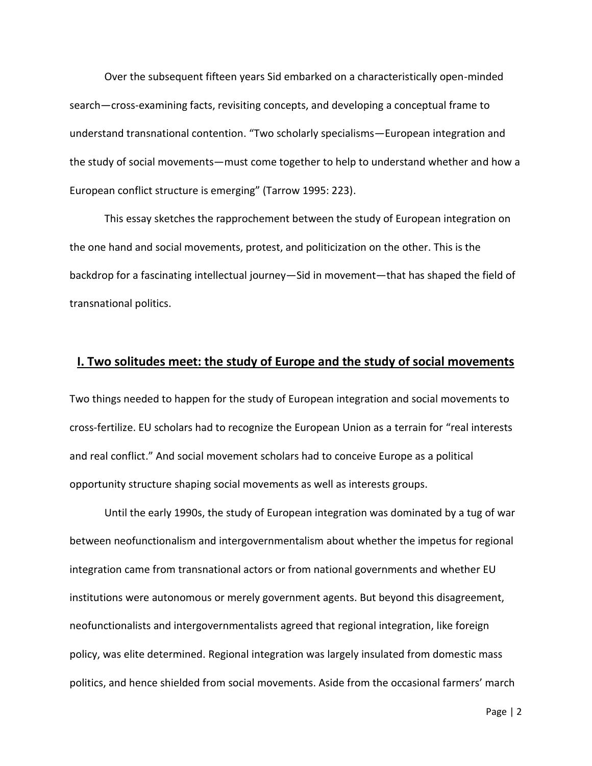Over the subsequent fifteen years Sid embarked on a characteristically open-minded search—cross-examining facts, revisiting concepts, and developing a conceptual frame to understand transnational contention. "Two scholarly specialisms—European integration and the study of social movements—must come together to help to understand whether and how a European conflict structure is emerging" (Tarrow 1995: 223).

This essay sketches the rapprochement between the study of European integration on the one hand and social movements, protest, and politicization on the other. This is the backdrop for a fascinating intellectual journey—Sid in movement—that has shaped the field of transnational politics.

## I. Two solitudes meet: the study of Europe and the study of social movements

Two things needed to happen for the study of European integration and social movements to cross-fertilize. EU scholars had to recognize the European Union as a terrain for "real interests and real conflict." And social movement scholars had to conceive Europe as a political opportunity structure shaping social movements as well as interests groups.

Until the early 1990s, the study of European integration was dominated by a tug of war between neofunctionalism and intergovernmentalism about whether the impetus for regional integration came from transnational actors or from national governments and whether EU institutions were autonomous or merely government agents. But beyond this disagreement, neofunctionalists and intergovernmentalists agreed that regional integration, like foreign policy, was elite determined. Regional integration was largely insulated from domestic mass politics, and hence shielded from social movements. Aside from the occasional farmers' march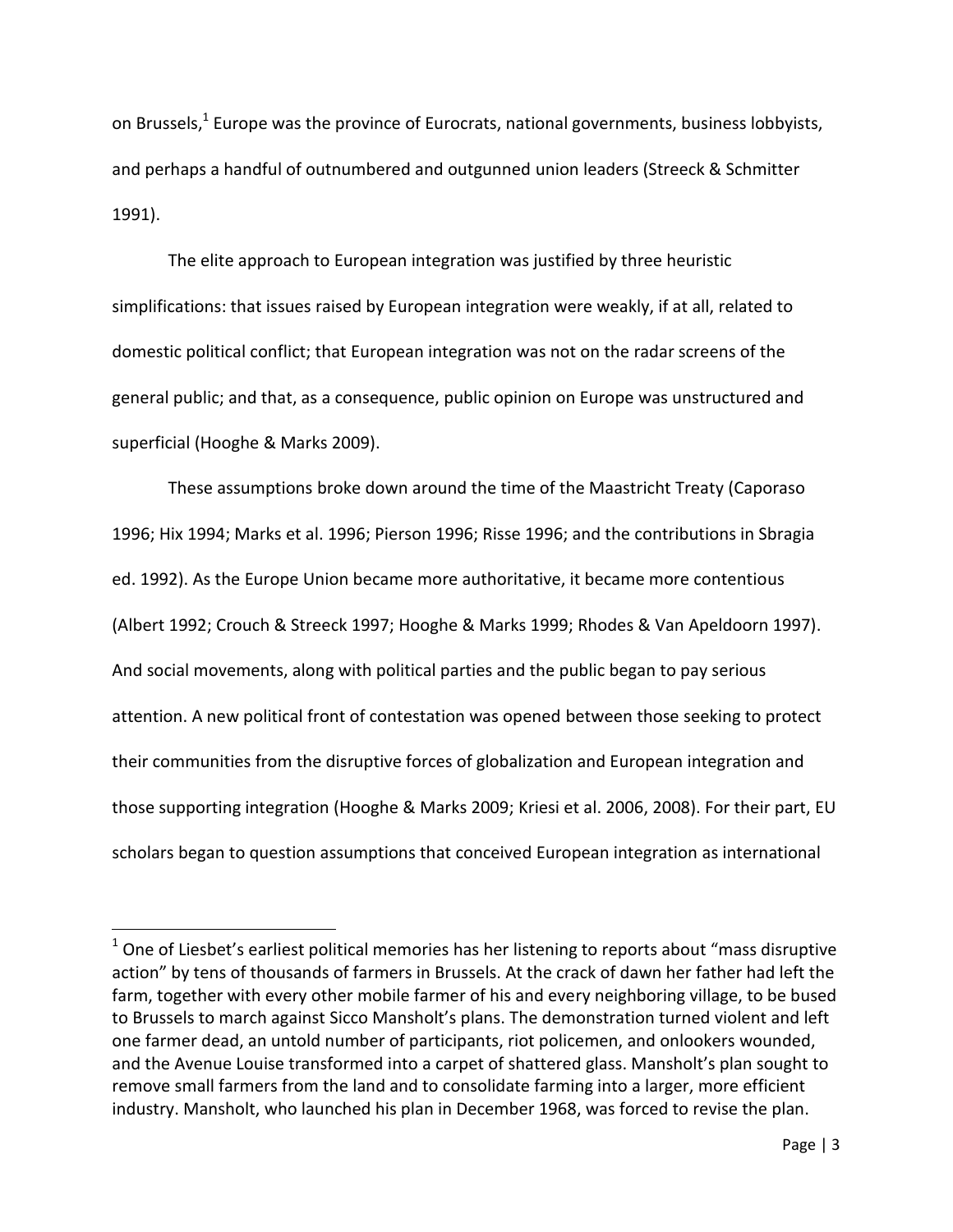on Brussels,[1] Europe was the province of Eurocrats, national governments, business lobbyists, and perhaps a handful of outnumbered and outgunned union leaders (Streeck & Schmitter 1991).

The elite approach to European integration was justified by three heuristic simplifications: that issues raised by European integration were weakly, if at all, related to domestic political conflict; that European integration was not on the radar screens of the general public; and that, as a consequence, public opinion on Europe was unstructured and superficial (Hooghe & Marks 2009).

These assumptions broke down around the time of the Maastricht Treaty (Caporaso 1996; Hix 1994; Marks et al. 1996; Pierson 1996; Risse 1996; and the contributions in Sbragia ed. 1992). As the Europe Union became more authoritative, it became more contentious (Albert 1992; Crouch & Streeck 1997; Hooghe & Marks 1999; Rhodes & Van Apeldoorn 1997). And social movements, along with political parties and the public began to pay serious attention. A new political front of contestation was opened between those seeking to protect their communities from the disruptive forces of globalization and European integration and those supporting integration (Hooghe & Marks 2009; Kriesi et al. 2006, 2008). For their part, EU scholars began to question assumptions that conceived European integration as international

[1] One of Liesbet's earliest political memories has her listening to reports about "mass disruptive action" by tens of thousands of farmers in Brussels. At the crack of dawn her father had left the farm, together with every other mobile farmer of his and every neighboring village, to be bused to Brussels to march against Sicco Mansholt's plans. The demonstration turned violent and left one farmer dead, an untold number of participants, riot policemen, and onlookers wounded, and the Avenue Louise transformed into a carpet of shattered glass. Mansholt's plan sought to remove small farmers from the land and to consolidate farming into a larger, more efficient industry. Mansholt, who launched his plan in December 1968, was forced to revise the plan.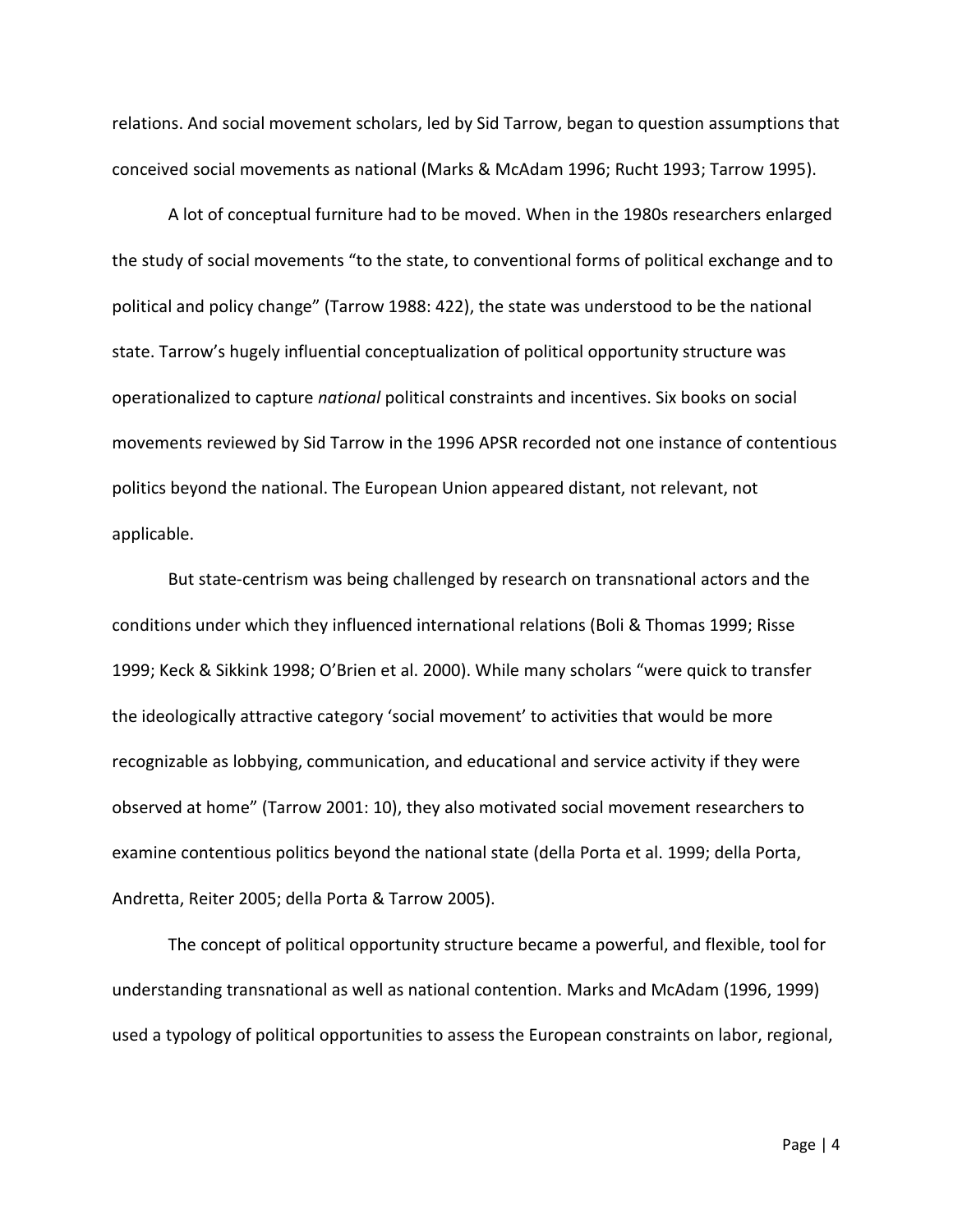relations. And social movement scholars, led by Sid Tarrow, began to question assumptions that conceived social movements as national (Marks & McAdam 1996; Rucht 1993; Tarrow 1995).

A lot of conceptual furniture had to be moved. When in the 1980s researchers enlarged the study of social movements "to the state, to conventional forms of political exchange and to political and policy change" (Tarrow 1988: 422), the state was understood to be the national state. Tarrow's hugely influential conceptualization of political opportunity structure was operationalized to capture *national* political constraints and incentives. Six books on social movements reviewed by Sid Tarrow in the 1996 APSR recorded not one instance of contentious politics beyond the national. The European Union appeared distant, not relevant, not applicable.

But state-centrism was being challenged by research on transnational actors and the conditions under which they influenced international relations (Boli & Thomas 1999; Risse 1999; Keck & Sikkink 1998; O'Brien et al. 2000). While many scholars "were quick to transfer the ideologically attractive category 'social movement' to activities that would be more recognizable as lobbying, communication, and educational and service activity if they were observed at home" (Tarrow 2001: 10), they also motivated social movement researchers to examine contentious politics beyond the national state (della Porta et al. 1999; della Porta, Andretta, Reiter 2005; della Porta & Tarrow 2005).

The concept of political opportunity structure became a powerful, and flexible, tool for understanding transnational as well as national contention. Marks and McAdam (1996, 1999) used a typology of political opportunities to assess the European constraints on labor, regional,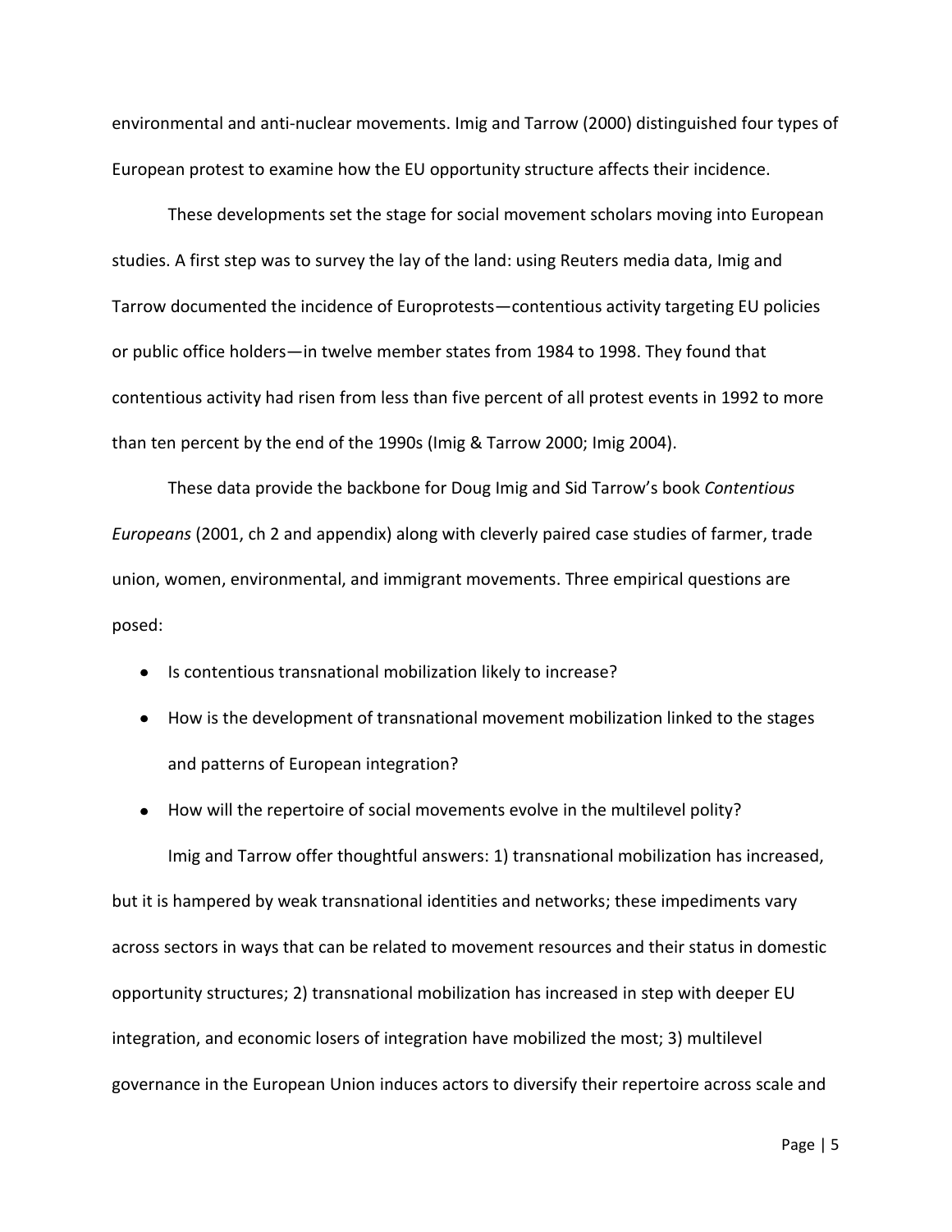environmental and anti-nuclear movements. Imig and Tarrow (2000) distinguished four types of European protest to examine how the EU opportunity structure affects their incidence.

These developments set the stage for social movement scholars moving into European studies. A first step was to survey the lay of the land: using Reuters media data, Imig and Tarrow documented the incidence of Europrotests—contentious activity targeting EU policies or public office holders—in twelve member states from 1984 to 1998. They found that contentious activity had risen from less than five percent of all protest events in 1992 to more than ten percent by the end of the 1990s (Imig & Tarrow 2000; Imig 2004).

These data provide the backbone for Doug Imig and Sid Tarrow's book *Contentious Europeans* (2001, ch 2 and appendix) along with cleverly paired case studies of farmer, trade union, women, environmental, and immigrant movements. Three empirical questions are posed:

- Is contentious transnational mobilization likely to increase?
- How is the development of transnational movement mobilization linked to the stages and patterns of European integration?
- How will the repertoire of social movements evolve in the multilevel polity?

Imig and Tarrow offer thoughtful answers: 1) transnational mobilization has increased, but it is hampered by weak transnational identities and networks; these impediments vary across sectors in ways that can be related to movement resources and their status in domestic opportunity structures; 2) transnational mobilization has increased in step with deeper EU integration, and economic losers of integration have mobilized the most; 3) multilevel governance in the European Union induces actors to diversify their repertoire across scale and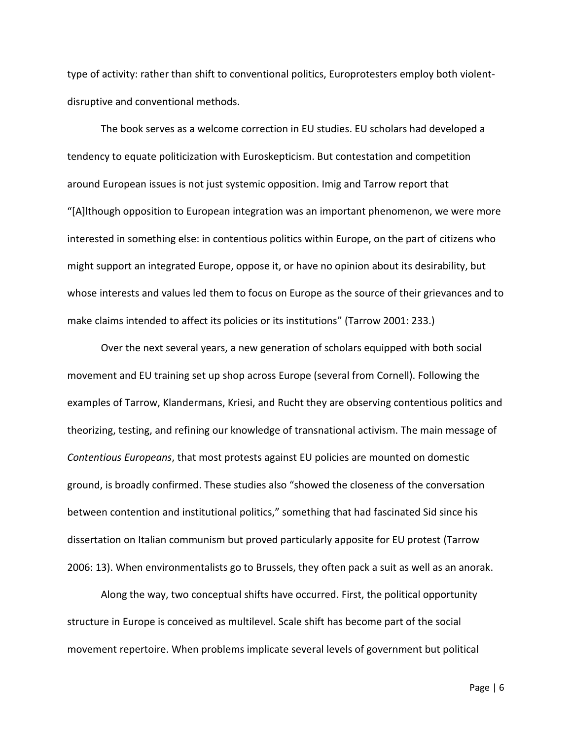type of activity: rather than shift to conventional politics, Europrotesters employ both violent-disruptive and conventional methods.

The book serves as a welcome correction in EU studies. EU scholars had developed a tendency to equate politicization with Euroskepticism. But contestation and competition around European issues is not just systemic opposition. Imig and Tarrow report that "[A]lthough opposition to European integration was an important phenomenon, we were more interested in something else: in contentious politics within Europe, on the part of citizens who might support an integrated Europe, oppose it, or have no opinion about its desirability, but whose interests and values led them to focus on Europe as the source of their grievances and to make claims intended to affect its policies or its institutions" (Tarrow 2001: 233.)

Over the next several years, a new generation of scholars equipped with both social movement and EU training set up shop across Europe (several from Cornell). Following the examples of Tarrow, Klandermans, Kriesi, and Rucht they are observing contentious politics and theorizing, testing, and refining our knowledge of transnational activism. The main message of *Contentious Europeans*, that most protests against EU policies are mounted on domestic ground, is broadly confirmed. These studies also "showed the closeness of the conversation between contention and institutional politics," something that had fascinated Sid since his dissertation on Italian communism but proved particularly apposite for EU protest (Tarrow 2006: 13). When environmentalists go to Brussels, they often pack a suit as well as an anorak.

Along the way, two conceptual shifts have occurred. First, the political opportunity structure in Europe is conceived as multilevel. Scale shift has become part of the social movement repertoire. When problems implicate several levels of government but political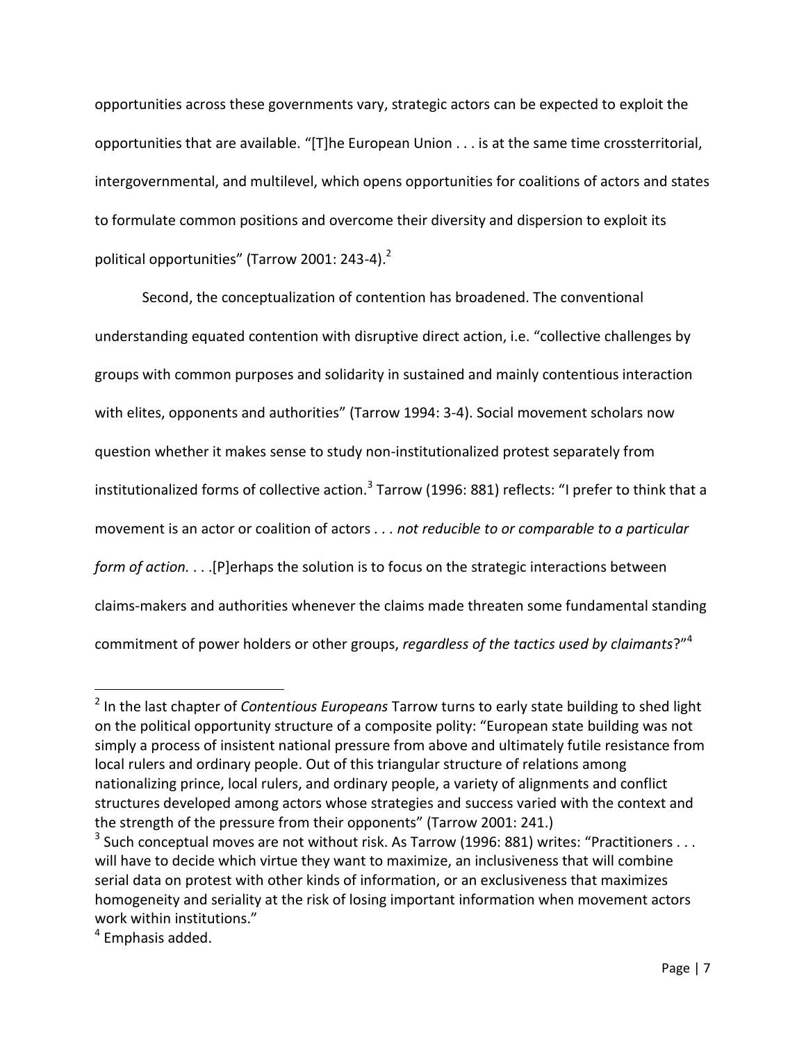opportunities across these governments vary, strategic actors can be expected to exploit the opportunities that are available. "[T]he European Union . . . is at the same time crossterritorial, intergovernmental, and multilevel, which opens opportunities for coalitions of actors and states to formulate common positions and overcome their diversity and dispersion to exploit its political opportunities" (Tarrow 2001: 243-4).[2]

Second, the conceptualization of contention has broadened. The conventional understanding equated contention with disruptive direct action, i.e. "collective challenges by groups with common purposes and solidarity in sustained and mainly contentious interaction with elites, opponents and authorities" (Tarrow 1994: 3-4). Social movement scholars now question whether it makes sense to study non-institutionalized protest separately from institutionalized forms of collective action.[3] Tarrow (1996: 881) reflects: "I prefer to think that a movement is an actor or coalition of actors *. . . not reducible to or comparable to a particular form of action.* . . .[P]erhaps the solution is to focus on the strategic interactions between claims-makers and authorities whenever the claims made threaten some fundamental standing commitment of power holders or other groups, *regardless of the tactics used by claimants*?"[4]

---

[2] In the last chapter of *Contentious Europeans* Tarrow turns to early state building to shed light on the political opportunity structure of a composite polity: "European state building was not simply a process of insistent national pressure from above and ultimately futile resistance from local rulers and ordinary people. Out of this triangular structure of relations among nationalizing prince, local rulers, and ordinary people, a variety of alignments and conflict structures developed among actors whose strategies and success varied with the context and the strength of the pressure from their opponents" (Tarrow 2001: 241.)

[3] Such conceptual moves are not without risk. As Tarrow (1996: 881) writes: "Practitioners . . . will have to decide which virtue they want to maximize, an inclusiveness that will combine serial data on protest with other kinds of information, or an exclusiveness that maximizes homogeneity and seriality at the risk of losing important information when movement actors work within institutions."

[4] Emphasis added.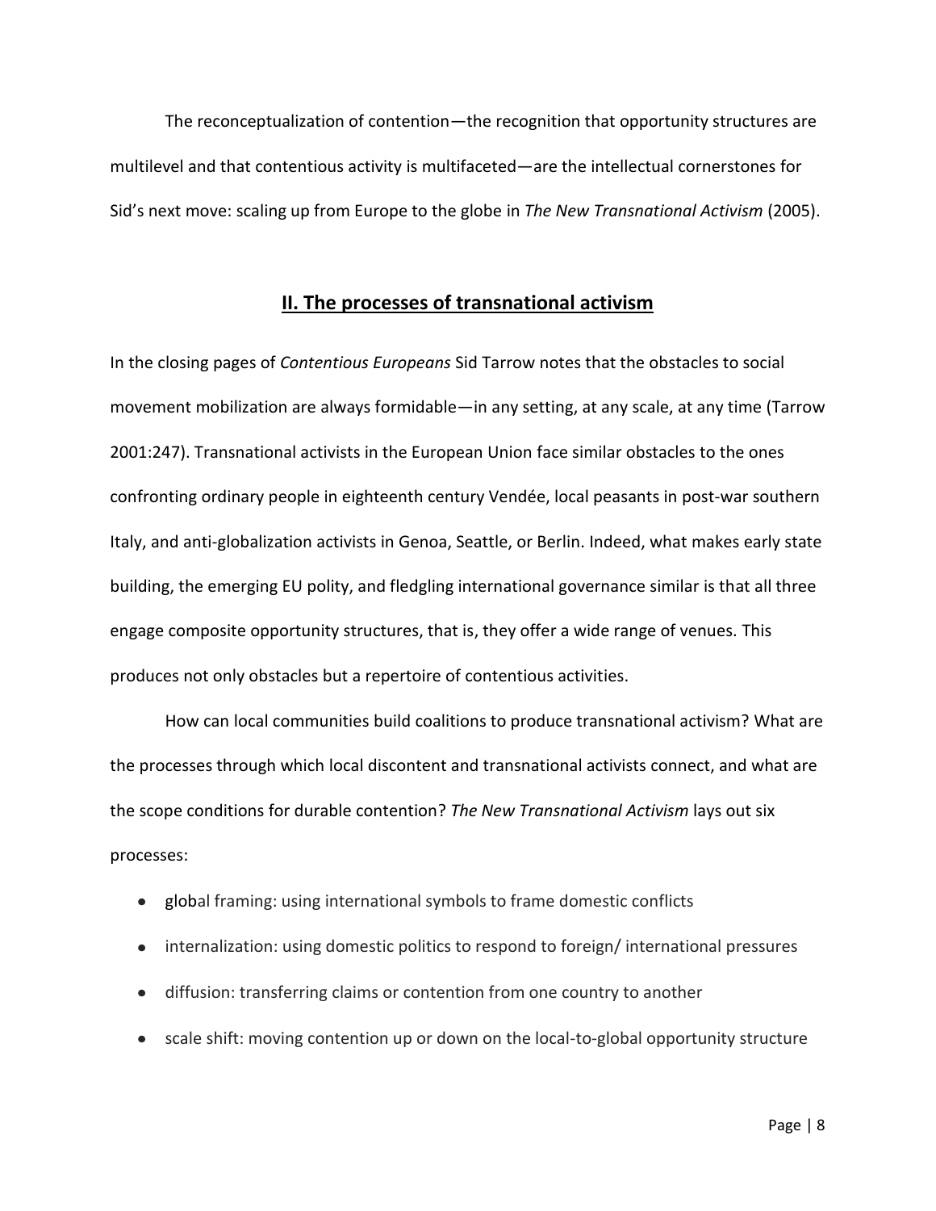The reconceptualization of contention—the recognition that opportunity structures are multilevel and that contentious activity is multifaceted—are the intellectual cornerstones for Sid's next move: scaling up from Europe to the globe in *The New Transnational Activism* (2005).

## II. The processes of transnational activism

In the closing pages of *Contentious Europeans* Sid Tarrow notes that the obstacles to social movement mobilization are always formidable—in any setting, at any scale, at any time (Tarrow 2001:247). Transnational activists in the European Union face similar obstacles to the ones confronting ordinary people in eighteenth century Vendée, local peasants in post-war southern Italy, and anti-globalization activists in Genoa, Seattle, or Berlin. Indeed, what makes early state building, the emerging EU polity, and fledgling international governance similar is that all three engage composite opportunity structures, that is, they offer a wide range of venues. This produces not only obstacles but a repertoire of contentious activities.

How can local communities build coalitions to produce transnational activism? What are the processes through which local discontent and transnational activists connect, and what are the scope conditions for durable contention? *The New Transnational Activism* lays out six processes:

- global framing: using international symbols to frame domestic conflicts
- internalization: using domestic politics to respond to foreign/ international pressures
- diffusion: transferring claims or contention from one country to another
- scale shift: moving contention up or down on the local-to-global opportunity structure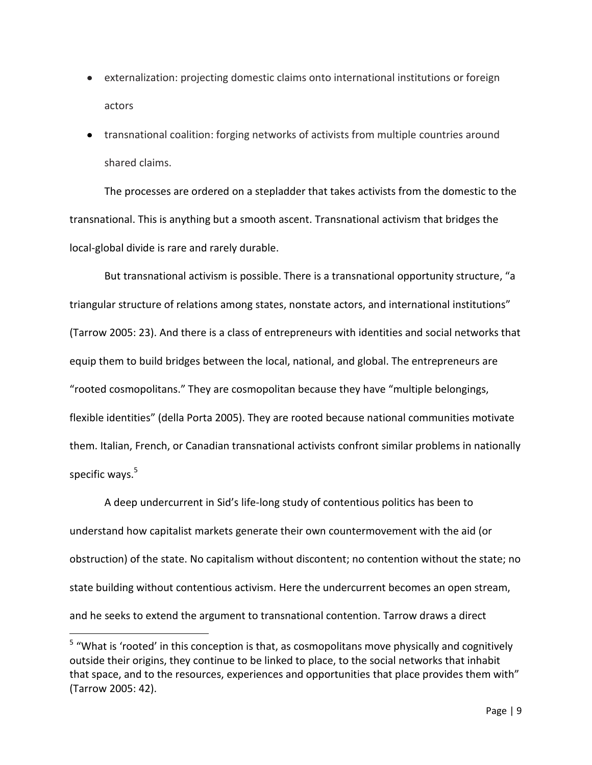- externalization: projecting domestic claims onto international institutions or foreign actors
- transnational coalition: forging networks of activists from multiple countries around shared claims.

The processes are ordered on a stepladder that takes activists from the domestic to the transnational. This is anything but a smooth ascent. Transnational activism that bridges the local-global divide is rare and rarely durable.

But transnational activism is possible. There is a transnational opportunity structure, "a triangular structure of relations among states, nonstate actors, and international institutions" (Tarrow 2005: 23). And there is a class of entrepreneurs with identities and social networks that equip them to build bridges between the local, national, and global. The entrepreneurs are "rooted cosmopolitans." They are cosmopolitan because they have "multiple belongings, flexible identities" (della Porta 2005). They are rooted because national communities motivate them. Italian, French, or Canadian transnational activists confront similar problems in nationally specific ways.[5]

A deep undercurrent in Sid's life-long study of contentious politics has been to understand how capitalist markets generate their own countermovement with the aid (or obstruction) of the state. No capitalism without discontent; no contention without the state; no state building without contentious activism. Here the undercurrent becomes an open stream, and he seeks to extend the argument to transnational contention. Tarrow draws a direct

[5] "What is 'rooted' in this conception is that, as cosmopolitans move physically and cognitively outside their origins, they continue to be linked to place, to the social networks that inhabit that space, and to the resources, experiences and opportunities that place provides them with" (Tarrow 2005: 42).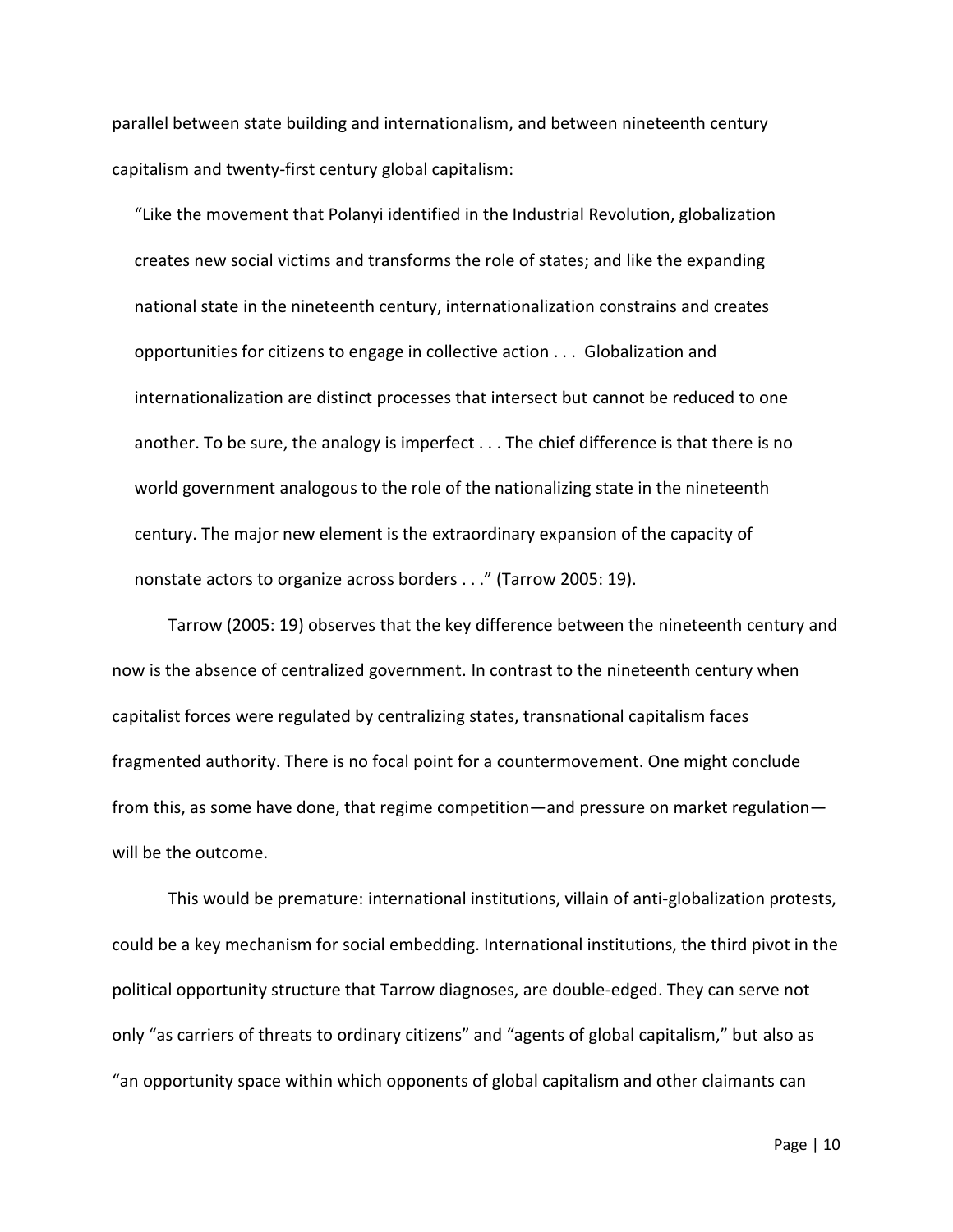parallel between state building and internationalism, and between nineteenth century capitalism and twenty-first century global capitalism:

> "Like the movement that Polanyi identified in the Industrial Revolution, globalization creates new social victims and transforms the role of states; and like the expanding national state in the nineteenth century, internationalization constrains and creates opportunities for citizens to engage in collective action . . . Globalization and internationalization are distinct processes that intersect but cannot be reduced to one another. To be sure, the analogy is imperfect . . . The chief difference is that there is no world government analogous to the role of the nationalizing state in the nineteenth century. The major new element is the extraordinary expansion of the capacity of nonstate actors to organize across borders . . ." (Tarrow 2005: 19).

Tarrow (2005: 19) observes that the key difference between the nineteenth century and now is the absence of centralized government. In contrast to the nineteenth century when capitalist forces were regulated by centralizing states, transnational capitalism faces fragmented authority. There is no focal point for a countermovement. One might conclude from this, as some have done, that regime competition—and pressure on market regulation—will be the outcome.

This would be premature: international institutions, villain of anti-globalization protests, could be a key mechanism for social embedding. International institutions, the third pivot in the political opportunity structure that Tarrow diagnoses, are double-edged. They can serve not only "as carriers of threats to ordinary citizens" and "agents of global capitalism," but also as "an opportunity space within which opponents of global capitalism and other claimants can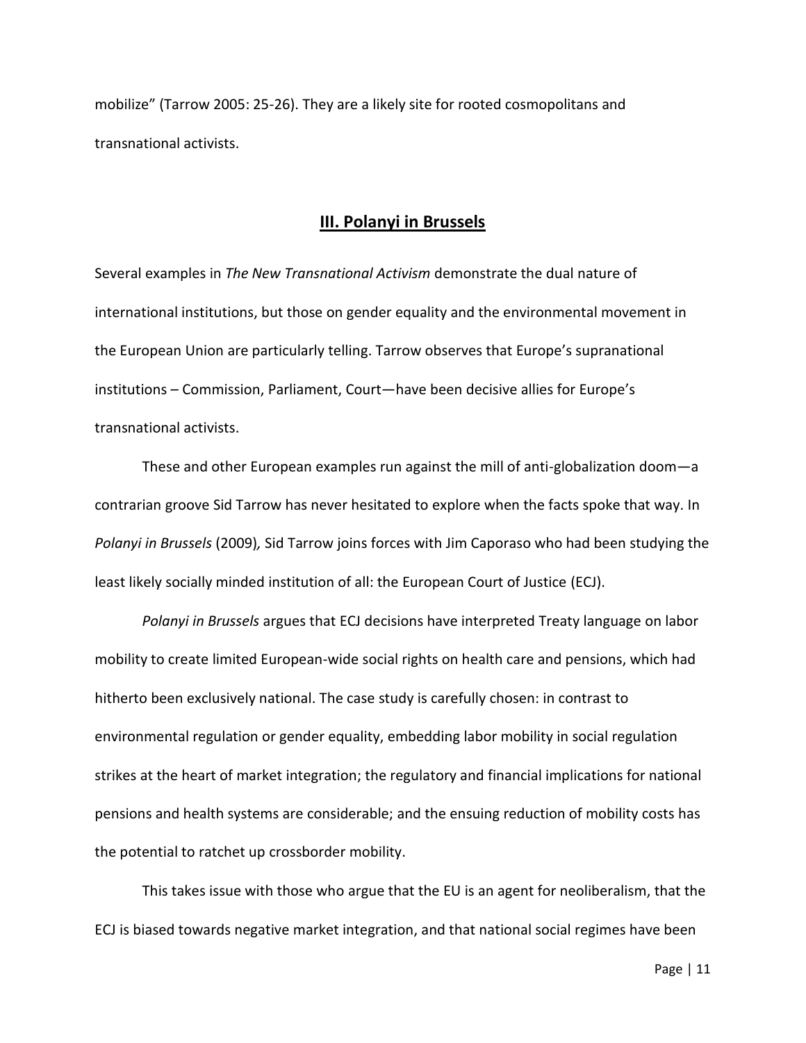mobilize" (Tarrow 2005: 25-26). They are a likely site for rooted cosmopolitans and transnational activists.

## III. Polanyi in Brussels

Several examples in *The New Transnational Activism* demonstrate the dual nature of international institutions, but those on gender equality and the environmental movement in the European Union are particularly telling. Tarrow observes that Europe's supranational institutions – Commission, Parliament, Court—have been decisive allies for Europe's transnational activists.

These and other European examples run against the mill of anti-globalization doom—a contrarian groove Sid Tarrow has never hesitated to explore when the facts spoke that way. In *Polanyi in Brussels* (2009), Sid Tarrow joins forces with Jim Caporaso who had been studying the least likely socially minded institution of all: the European Court of Justice (ECJ).

*Polanyi in Brussels* argues that ECJ decisions have interpreted Treaty language on labor mobility to create limited European-wide social rights on health care and pensions, which had hitherto been exclusively national. The case study is carefully chosen: in contrast to environmental regulation or gender equality, embedding labor mobility in social regulation strikes at the heart of market integration; the regulatory and financial implications for national pensions and health systems are considerable; and the ensuing reduction of mobility costs has the potential to ratchet up crossborder mobility.

This takes issue with those who argue that the EU is an agent for neoliberalism, that the ECJ is biased towards negative market integration, and that national social regimes have been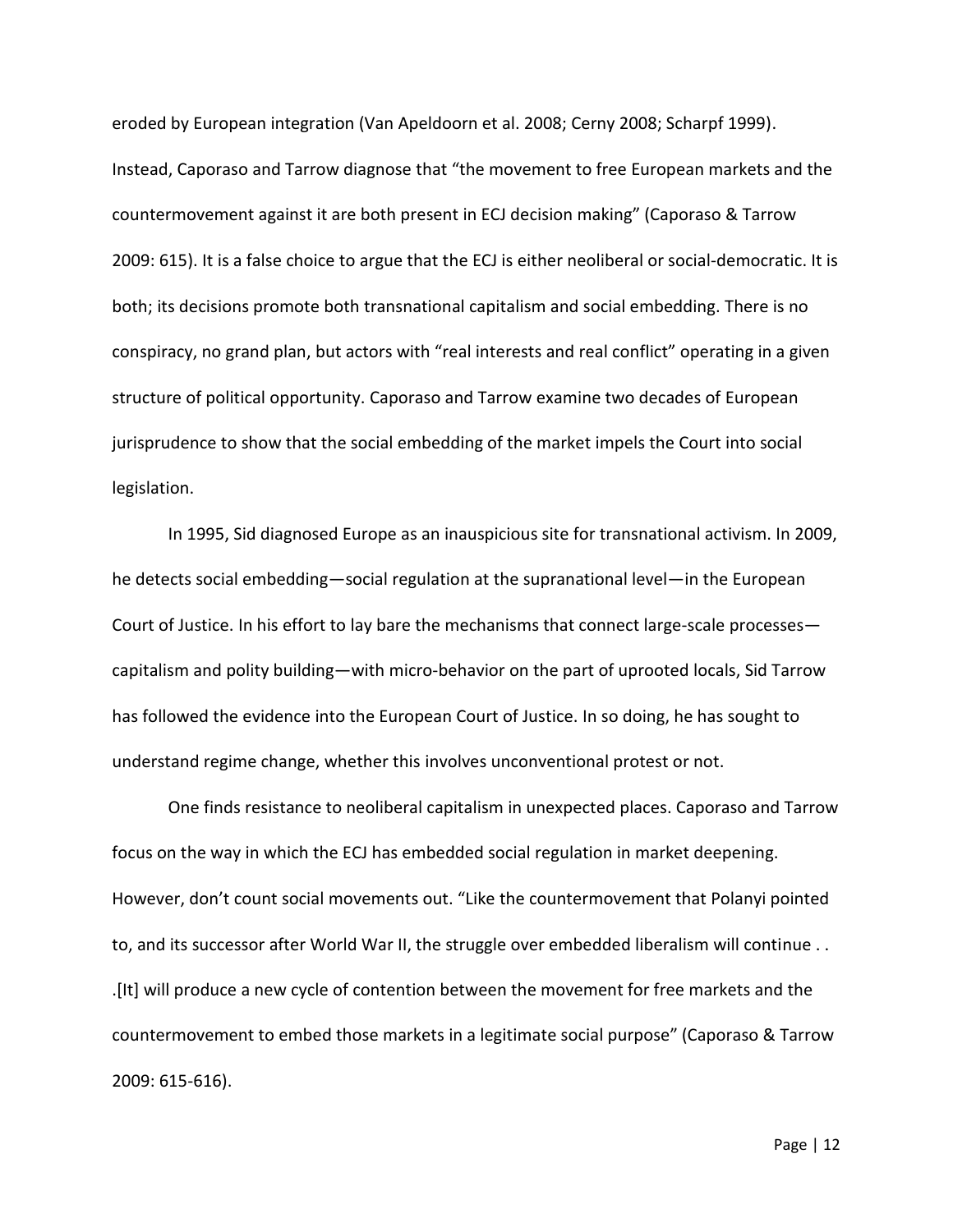eroded by European integration (Van Apeldoorn et al. 2008; Cerny 2008; Scharpf 1999). Instead, Caporaso and Tarrow diagnose that "the movement to free European markets and the countermovement against it are both present in ECJ decision making" (Caporaso & Tarrow 2009: 615). It is a false choice to argue that the ECJ is either neoliberal or social-democratic. It is both; its decisions promote both transnational capitalism and social embedding. There is no conspiracy, no grand plan, but actors with "real interests and real conflict" operating in a given structure of political opportunity. Caporaso and Tarrow examine two decades of European jurisprudence to show that the social embedding of the market impels the Court into social legislation.

In 1995, Sid diagnosed Europe as an inauspicious site for transnational activism. In 2009, he detects social embedding—social regulation at the supranational level—in the European Court of Justice. In his effort to lay bare the mechanisms that connect large-scale processes—capitalism and polity building—with micro-behavior on the part of uprooted locals, Sid Tarrow has followed the evidence into the European Court of Justice. In so doing, he has sought to understand regime change, whether this involves unconventional protest or not.

One finds resistance to neoliberal capitalism in unexpected places. Caporaso and Tarrow focus on the way in which the ECJ has embedded social regulation in market deepening. However, don't count social movements out. "Like the countermovement that Polanyi pointed to, and its successor after World War II, the struggle over embedded liberalism will continue . . .[It] will produce a new cycle of contention between the movement for free markets and the countermovement to embed those markets in a legitimate social purpose" (Caporaso & Tarrow 2009: 615-616).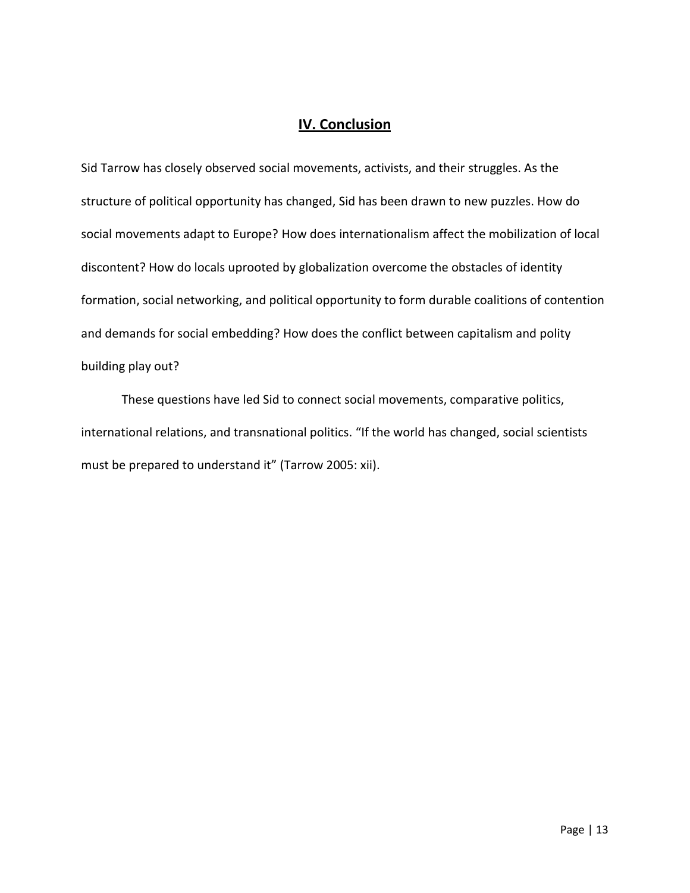## IV. Conclusion

Sid Tarrow has closely observed social movements, activists, and their struggles. As the structure of political opportunity has changed, Sid has been drawn to new puzzles. How do social movements adapt to Europe? How does internationalism affect the mobilization of local discontent? How do locals uprooted by globalization overcome the obstacles of identity formation, social networking, and political opportunity to form durable coalitions of contention and demands for social embedding? How does the conflict between capitalism and polity building play out?

These questions have led Sid to connect social movements, comparative politics, international relations, and transnational politics. "If the world has changed, social scientists must be prepared to understand it" (Tarrow 2005: xii).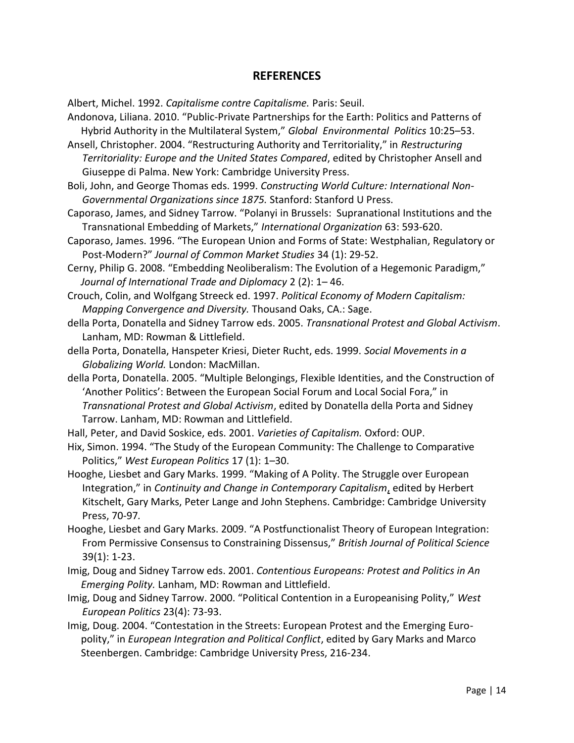## REFERENCES

Albert, Michel. 1992. *Capitalisme contre Capitalisme.* Paris: Seuil.

Andonova, Liliana. 2010. "Public-Private Partnerships for the Earth: Politics and Patterns of Hybrid Authority in the Multilateral System," *Global Environmental Politics* 10:25–53.

Ansell, Christopher. 2004. "Restructuring Authority and Territoriality," in *Restructuring Territoriality: Europe and the United States Compared*, edited by Christopher Ansell and Giuseppe di Palma. New York: Cambridge University Press.

Boli, John, and George Thomas eds. 1999. *Constructing World Culture: International Non-Governmental Organizations since 1875.* Stanford: Stanford U Press.

Caporaso, James, and Sidney Tarrow. "Polanyi in Brussels: Supranational Institutions and the Transnational Embedding of Markets," *International Organization* 63: 593-620.

Caporaso, James. 1996. "The European Union and Forms of State: Westphalian, Regulatory or Post-Modern?" *Journal of Common Market Studies* 34 (1): 29-52.

Cerny, Philip G. 2008. "Embedding Neoliberalism: The Evolution of a Hegemonic Paradigm," *Journal of International Trade and Diplomacy* 2 (2): 1– 46.

Crouch, Colin, and Wolfgang Streeck ed. 1997. *Political Economy of Modern Capitalism: Mapping Convergence and Diversity.* Thousand Oaks, CA.: Sage.

della Porta, Donatella and Sidney Tarrow eds. 2005. *Transnational Protest and Global Activism*. Lanham, MD: Rowman & Littlefield.

della Porta, Donatella, Hanspeter Kriesi, Dieter Rucht, eds. 1999. *Social Movements in a Globalizing World.* London: MacMillan.

della Porta, Donatella. 2005. "Multiple Belongings, Flexible Identities, and the Construction of 'Another Politics': Between the European Social Forum and Local Social Fora," in *Transnational Protest and Global Activism*, edited by Donatella della Porta and Sidney Tarrow. Lanham, MD: Rowman and Littlefield.

Hall, Peter, and David Soskice, eds. 2001. *Varieties of Capitalism.* Oxford: OUP.

Hix, Simon. 1994. "The Study of the European Community: The Challenge to Comparative Politics," *West European Politics* 17 (1): 1–30.

Hooghe, Liesbet and Gary Marks. 1999. "Making of A Polity. The Struggle over European Integration," in *Continuity and Change in Contemporary Capitalism*, edited by Herbert Kitschelt, Gary Marks, Peter Lange and John Stephens. Cambridge: Cambridge University Press, 70-97.

Hooghe, Liesbet and Gary Marks. 2009. "A Postfunctionalist Theory of European Integration: From Permissive Consensus to Constraining Dissensus," *British Journal of Political Science* 39(1): 1-23.

Imig, Doug and Sidney Tarrow eds. 2001. *Contentious Europeans: Protest and Politics in An Emerging Polity.* Lanham, MD: Rowman and Littlefield.

Imig, Doug and Sidney Tarrow. 2000. "Political Contention in a Europeanising Polity," *West European Politics* 23(4): 73-93.

Imig, Doug. 2004. "Contestation in the Streets: European Protest and the Emerging Euro-polity," in *European Integration and Political Conflict*, edited by Gary Marks and Marco Steenbergen. Cambridge: Cambridge University Press, 216-234.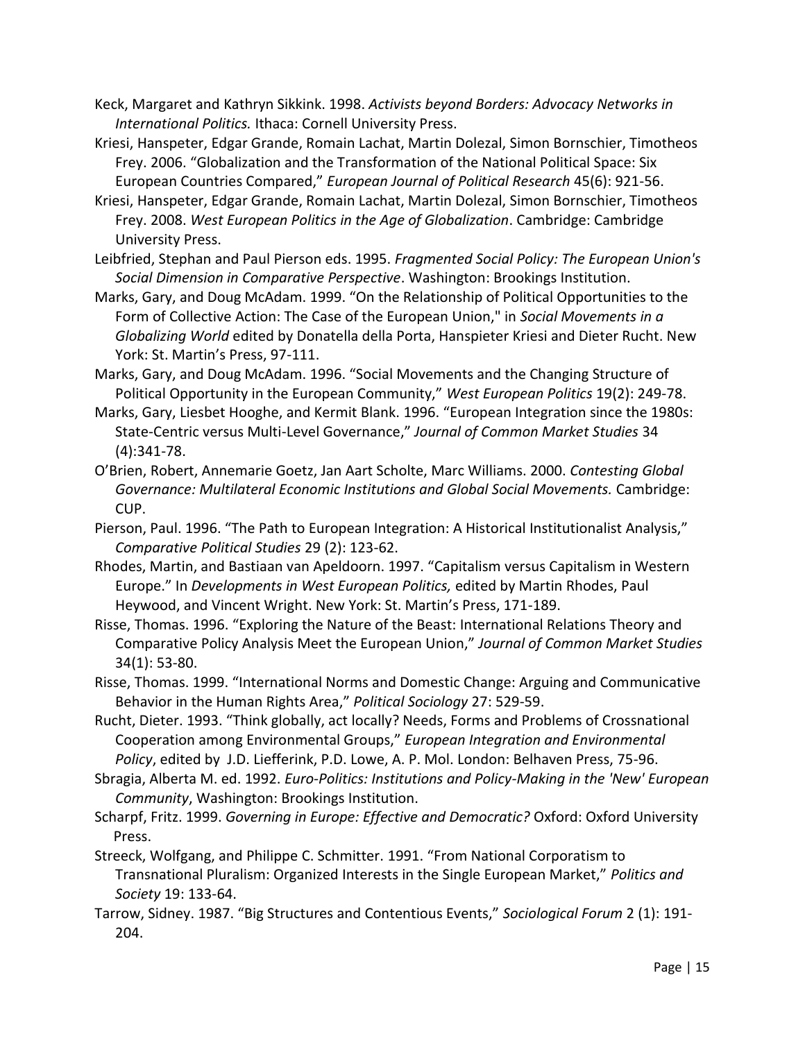Keck, Margaret and Kathryn Sikkink. 1998. *Activists beyond Borders: Advocacy Networks in International Politics.* Ithaca: Cornell University Press.

Kriesi, Hanspeter, Edgar Grande, Romain Lachat, Martin Dolezal, Simon Bornschier, Timotheos Frey. 2006. "Globalization and the Transformation of the National Political Space: Six European Countries Compared," *European Journal of Political Research* 45(6): 921-56.

Kriesi, Hanspeter, Edgar Grande, Romain Lachat, Martin Dolezal, Simon Bornschier, Timotheos Frey. 2008. *West European Politics in the Age of Globalization*. Cambridge: Cambridge University Press.

Leibfried, Stephan and Paul Pierson eds. 1995. *Fragmented Social Policy: The European Union's Social Dimension in Comparative Perspective*. Washington: Brookings Institution.

Marks, Gary, and Doug McAdam. 1999. "On the Relationship of Political Opportunities to the Form of Collective Action: The Case of the European Union," in *Social Movements in a Globalizing World* edited by Donatella della Porta, Hanspieter Kriesi and Dieter Rucht. New York: St. Martin's Press, 97-111.

Marks, Gary, and Doug McAdam. 1996. "Social Movements and the Changing Structure of Political Opportunity in the European Community," *West European Politics* 19(2): 249-78.

Marks, Gary, Liesbet Hooghe, and Kermit Blank. 1996. "European Integration since the 1980s: State-Centric versus Multi-Level Governance," *Journal of Common Market Studies* 34 (4):341-78.

O'Brien, Robert, Annemarie Goetz, Jan Aart Scholte, Marc Williams. 2000. *Contesting Global Governance: Multilateral Economic Institutions and Global Social Movements.* Cambridge: CUP.

Pierson, Paul. 1996. "The Path to European Integration: A Historical Institutionalist Analysis," *Comparative Political Studies* 29 (2): 123-62.

Rhodes, Martin, and Bastiaan van Apeldoorn. 1997. "Capitalism versus Capitalism in Western Europe." In *Developments in West European Politics,* edited by Martin Rhodes, Paul Heywood, and Vincent Wright. New York: St. Martin's Press, 171-189.

Risse, Thomas. 1996. "Exploring the Nature of the Beast: International Relations Theory and Comparative Policy Analysis Meet the European Union," *Journal of Common Market Studies* 34(1): 53-80.

Risse, Thomas. 1999. "International Norms and Domestic Change: Arguing and Communicative Behavior in the Human Rights Area," *Political Sociology* 27: 529-59.

Rucht, Dieter. 1993. "Think globally, act locally? Needs, Forms and Problems of Crossnational Cooperation among Environmental Groups," *European Integration and Environmental Policy*, edited by J.D. Liefferink, P.D. Lowe, A. P. Mol. London: Belhaven Press, 75-96.

Sbragia, Alberta M. ed. 1992. *Euro-Politics: Institutions and Policy-Making in the 'New' European Community*, Washington: Brookings Institution.

Scharpf, Fritz. 1999. *Governing in Europe: Effective and Democratic?* Oxford: Oxford University Press.

Streeck, Wolfgang, and Philippe C. Schmitter. 1991. "From National Corporatism to Transnational Pluralism: Organized Interests in the Single European Market," *Politics and Society* 19: 133-64.

Tarrow, Sidney. 1987. "Big Structures and Contentious Events," *Sociological Forum* 2 (1): 191-204.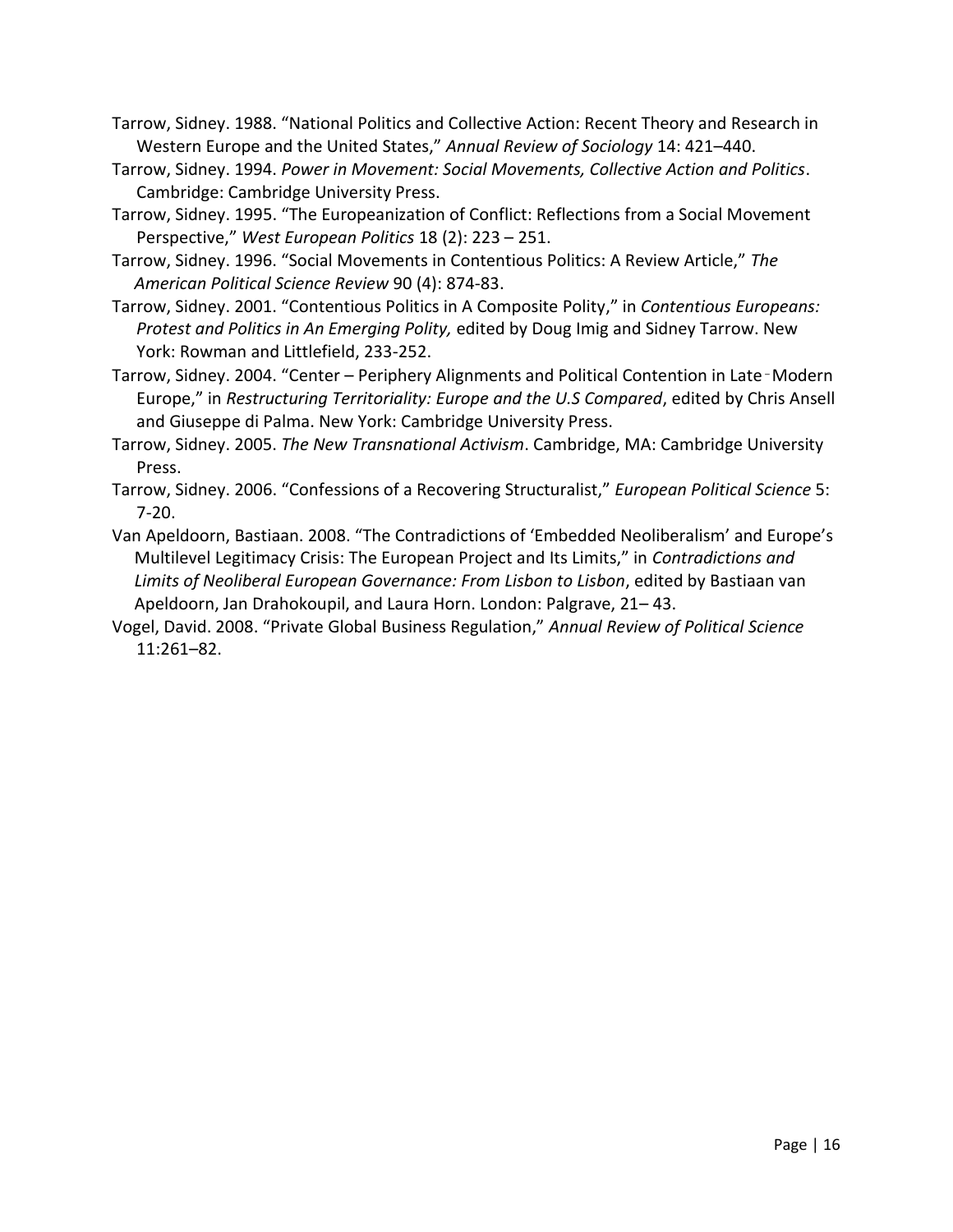Tarrow, Sidney. 1988. "National Politics and Collective Action: Recent Theory and Research in Western Europe and the United States," *Annual Review of Sociology* 14: 421–440.

Tarrow, Sidney. 1994. *Power in Movement: Social Movements, Collective Action and Politics*. Cambridge: Cambridge University Press.

Tarrow, Sidney. 1995. "The Europeanization of Conflict: Reflections from a Social Movement Perspective," *West European Politics* 18 (2): 223 – 251.

Tarrow, Sidney. 1996. "Social Movements in Contentious Politics: A Review Article," *The American Political Science Review* 90 (4): 874-83.

Tarrow, Sidney. 2001. "Contentious Politics in A Composite Polity," in *Contentious Europeans: Protest and Politics in An Emerging Polity,* edited by Doug Imig and Sidney Tarrow. New York: Rowman and Littlefield, 233-252.

Tarrow, Sidney. 2004. "Center – Periphery Alignments and Political Contention in Late‑Modern Europe," in *Restructuring Territoriality: Europe and the U.S Compared*, edited by Chris Ansell and Giuseppe di Palma. New York: Cambridge University Press.

Tarrow, Sidney. 2005. *The New Transnational Activism*. Cambridge, MA: Cambridge University Press.

Tarrow, Sidney. 2006. "Confessions of a Recovering Structuralist," *European Political Science* 5: 7-20.

Van Apeldoorn, Bastiaan. 2008. "The Contradictions of 'Embedded Neoliberalism' and Europe's Multilevel Legitimacy Crisis: The European Project and Its Limits," in *Contradictions and Limits of Neoliberal European Governance: From Lisbon to Lisbon*, edited by Bastiaan van Apeldoorn, Jan Drahokoupil, and Laura Horn. London: Palgrave, 21– 43.

Vogel, David. 2008. "Private Global Business Regulation," *Annual Review of Political Science* 11:261–82.